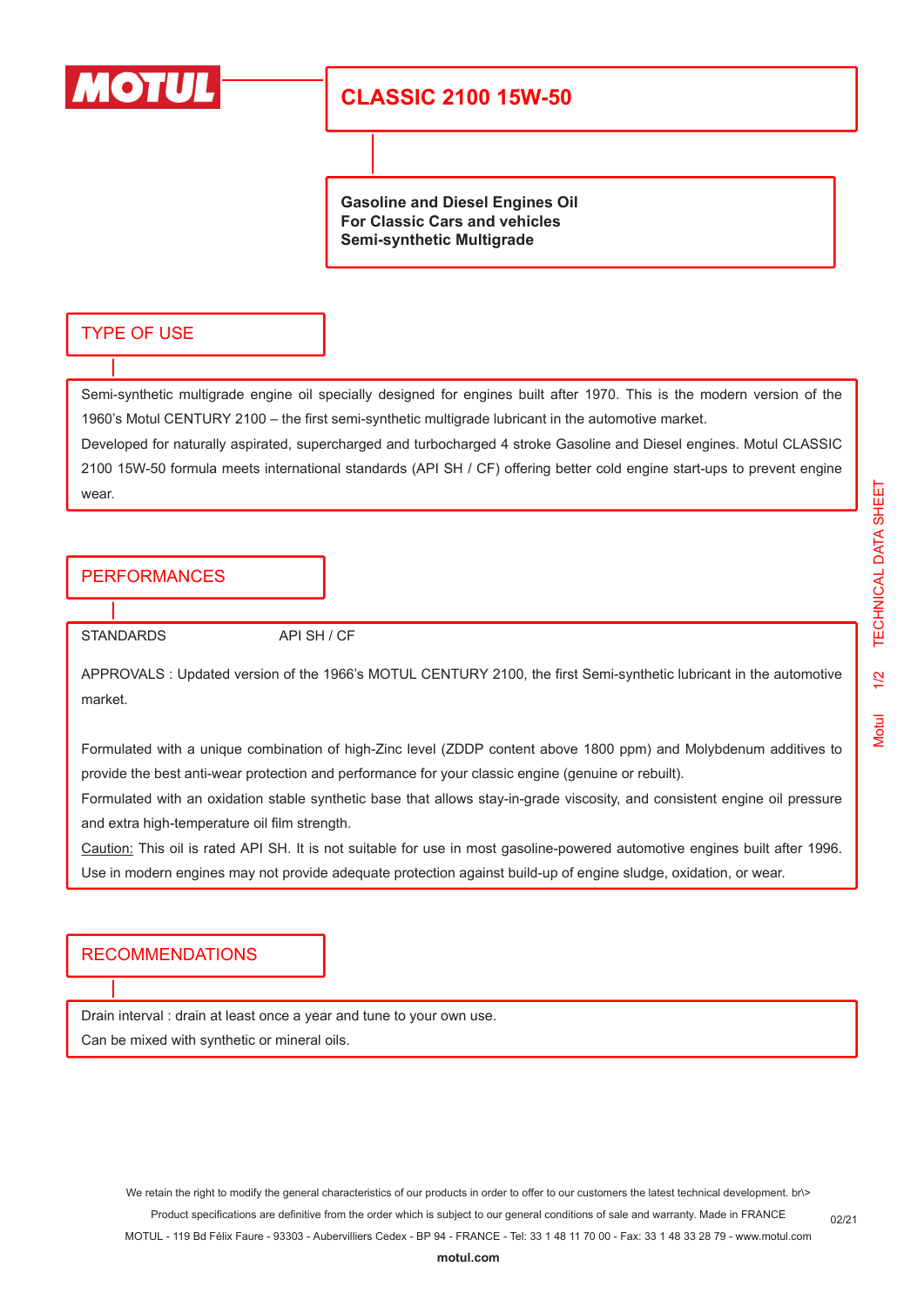# CLASSIC 2100 15W-50

**Gasoline and Diesel Engines Oil**
**For Classic Cars and vehicles**
**Semi-synthetic Multigrade**

## TYPE OF USE

Semi-synthetic multigrade engine oil specially designed for engines built after 1970. This is the modern version of the 1960's Motul CENTURY 2100 – the first semi-synthetic multigrade lubricant in the automotive market.
Developed for naturally aspirated, supercharged and turbocharged 4 stroke Gasoline and Diesel engines. Motul CLASSIC 2100 15W-50 formula meets international standards (API SH / CF) offering better cold engine start-ups to prevent engine wear.

## PERFORMANCES

STANDARDS API SH / CF

APPROVALS : Updated version of the 1966's MOTUL CENTURY 2100, the first Semi-synthetic lubricant in the automotive market.

Formulated with a unique combination of high-Zinc level (ZDDP content above 1800 ppm) and Molybdenum additives to provide the best anti-wear protection and performance for your classic engine (genuine or rebuilt).
Formulated with an oxidation stable synthetic base that allows stay-in-grade viscosity, and consistent engine oil pressure and extra high-temperature oil film strength.
Caution: This oil is rated API SH. It is not suitable for use in most gasoline-powered automotive engines built after 1996. Use in modern engines may not provide adequate protection against build-up of engine sludge, oxidation, or wear.

## RECOMMENDATIONS

Drain interval : drain at least once a year and tune to your own use.
Can be mixed with synthetic or mineral oils.

We retain the right to modify the general characteristics of our products in order to offer to our customers the latest technical development. br\>
Product specifications are definitive from the order which is subject to our general conditions of sale and warranty. Made in FRANCE
MOTUL - 119 Bd Félix Faure - 93303 - Aubervilliers Cedex - BP 94 - FRANCE - Tel: 33 1 48 11 70 00 - Fax: 33 1 48 33 28 79 - www.motul.com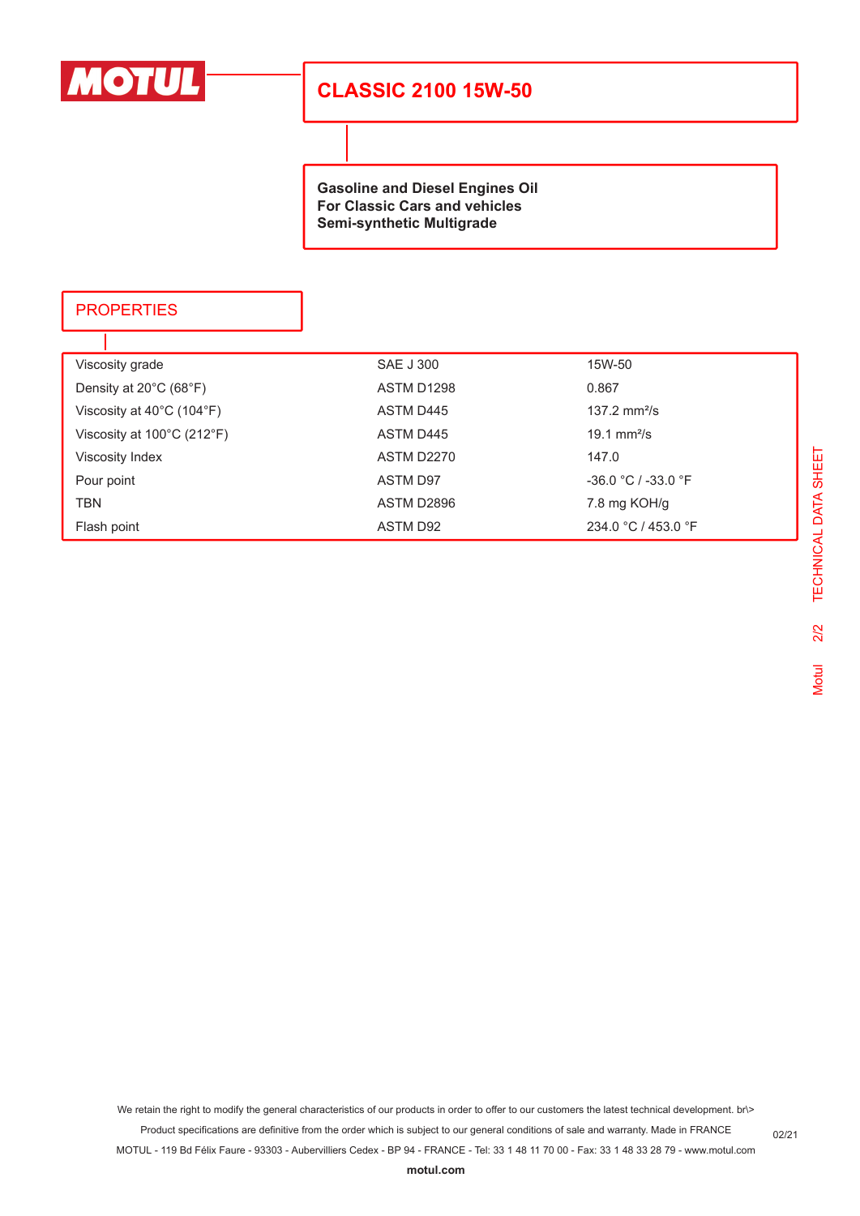MOTUL

# CLASSIC 2100 15W-50

**Gasoline and Diesel Engines Oil**
**For Classic Cars and vehicles**
**Semi-synthetic Multigrade**

## PROPERTIES

| | | |
|---|---|---|
| Viscosity grade | SAE J 300 | 15W-50 |
| Density at 20°C (68°F) | ASTM D1298 | 0.867 |
| Viscosity at 40°C (104°F) | ASTM D445 | 137.2 mm²/s |
| Viscosity at 100°C (212°F) | ASTM D445 | 19.1 mm²/s |
| Viscosity Index | ASTM D2270 | 147.0 |
| Pour point | ASTM D97 | -36.0 °C / -33.0 °F |
| TBN | ASTM D2896 | 7.8 mg KOH/g |
| Flash point | ASTM D92 | 234.0 °C / 453.0 °F |

We retain the right to modify the general characteristics of our products in order to offer to our customers the latest technical development. br\>
Product specifications are definitive from the order which is subject to our general conditions of sale and warranty. Made in FRANCE
MOTUL - 119 Bd Félix Faure - 93303 - Aubervilliers Cedex - BP 94 - FRANCE - Tel: 33 1 48 11 70 00 - Fax: 33 1 48 33 28 79 - www.motul.com

02/21

**motul.com**